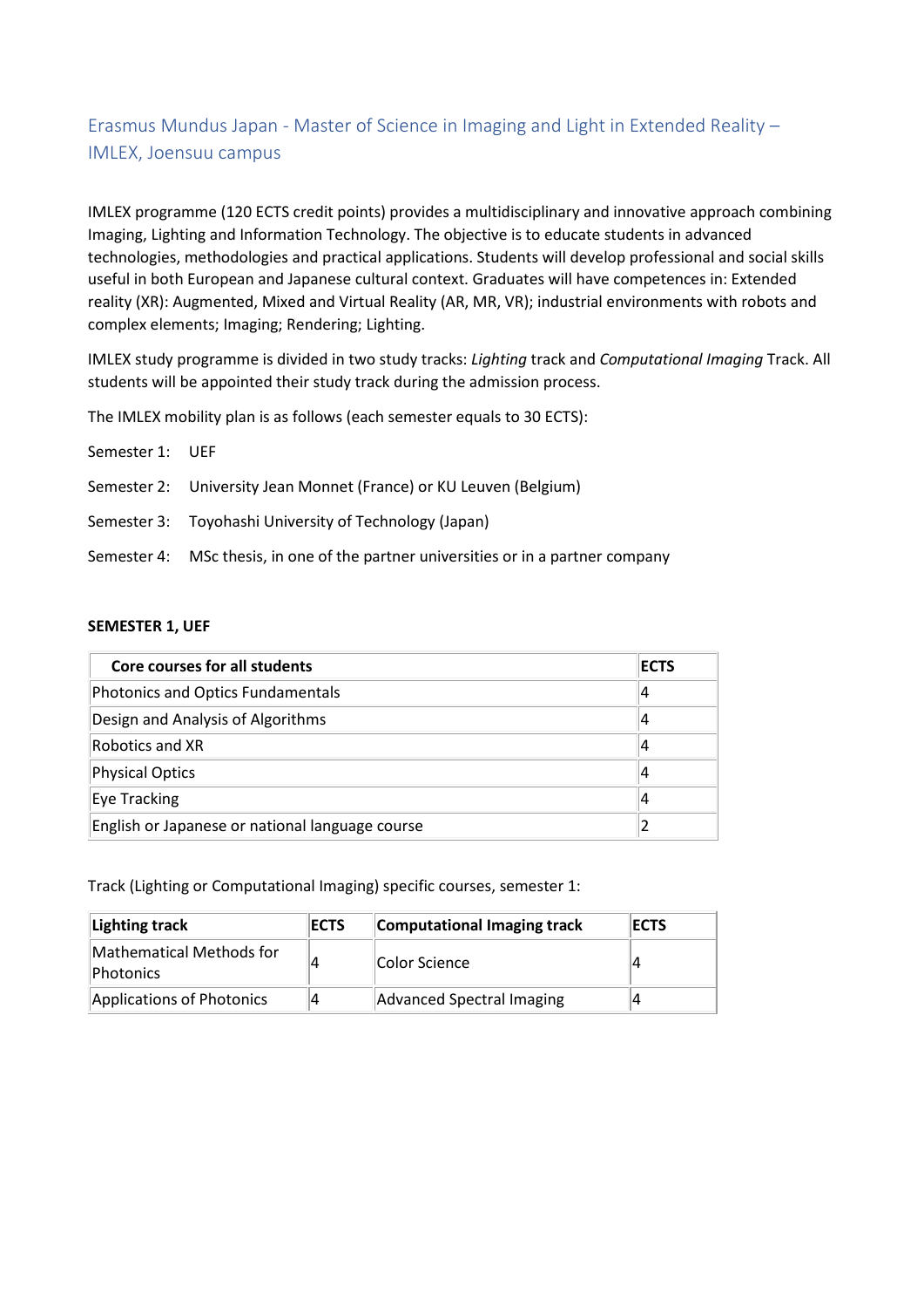# Erasmus Mundus Japan - Master of Science in Imaging and Light in Extended Reality – IMLEX, Joensuu campus

IMLEX programme (120 ECTS credit points) provides a multidisciplinary and innovative approach combining Imaging, Lighting and Information Technology. The objective is to educate students in advanced technologies, methodologies and practical applications. Students will develop professional and social skills useful in both European and Japanese cultural context. Graduates will have competences in: Extended reality (XR): Augmented, Mixed and Virtual Reality (AR, MR, VR); industrial environments with robots and complex elements; Imaging; Rendering; Lighting.

IMLEX study programme is divided in two study tracks: *Lighting* track and *Computational Imaging* Track. All students will be appointed their study track during the admission process.

The IMLEX mobility plan is as follows (each semester equals to 30 ECTS):

Semester 1: UEF

Semester 2: University Jean Monnet (France) or KU Leuven (Belgium)

Semester 3: Toyohashi University of Technology (Japan)

Semester 4: MSc thesis, in one of the partner universities or in a partner company

**SEMESTER 1, UEF**

| Core courses for all students | ECTS |
|---|---|
| Photonics and Optics Fundamentals | 4 |
| Design and Analysis of Algorithms | 4 |
| Robotics and XR | 4 |
| Physical Optics | 4 |
| Eye Tracking | 4 |
| English or Japanese or national language course | 2 |

Track (Lighting or Computational Imaging) specific courses, semester 1:

| Lighting track | ECTS | Computational Imaging track | ECTS |
|---|---|---|---|
| Mathematical Methods for Photonics | 4 | Color Science | 4 |
| Applications of Photonics | 4 | Advanced Spectral Imaging | 4 |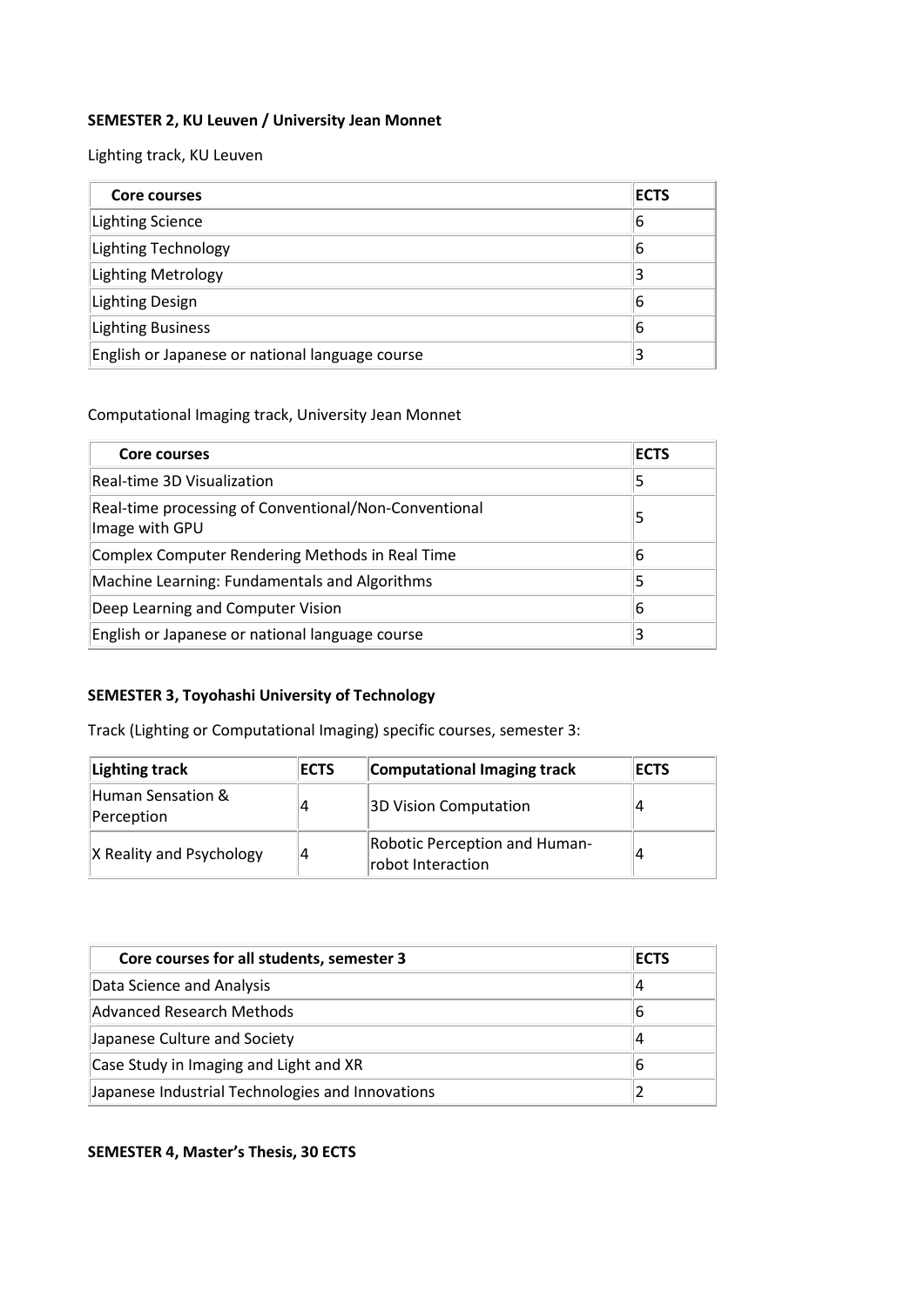**SEMESTER 2, KU Leuven / University Jean Monnet**

Lighting track, KU Leuven

| Core courses | ECTS |
|---|---|
| Lighting Science | 6 |
| Lighting Technology | 6 |
| Lighting Metrology | 3 |
| Lighting Design | 6 |
| Lighting Business | 6 |
| English or Japanese or national language course | 3 |

Computational Imaging track, University Jean Monnet

| Core courses | ECTS |
|---|---|
| Real-time 3D Visualization | 5 |
| Real-time processing of Conventional/Non-Conventional Image with GPU | 5 |
| Complex Computer Rendering Methods in Real Time | 6 |
| Machine Learning: Fundamentals and Algorithms | 5 |
| Deep Learning and Computer Vision | 6 |
| English or Japanese or national language course | 3 |

**SEMESTER 3, Toyohashi University of Technology**

Track (Lighting or Computational Imaging) specific courses, semester 3:

| Lighting track | ECTS | Computational Imaging track | ECTS |
|---|---|---|---|
| Human Sensation & Perception | 4 | 3D Vision Computation | 4 |
| X Reality and Psychology | 4 | Robotic Perception and Human-robot Interaction | 4 |

| Core courses for all students, semester 3 | ECTS |
|---|---|
| Data Science and Analysis | 4 |
| Advanced Research Methods | 6 |
| Japanese Culture and Society | 4 |
| Case Study in Imaging and Light and XR | 6 |
| Japanese Industrial Technologies and Innovations | 2 |

**SEMESTER 4, Master's Thesis, 30 ECTS**